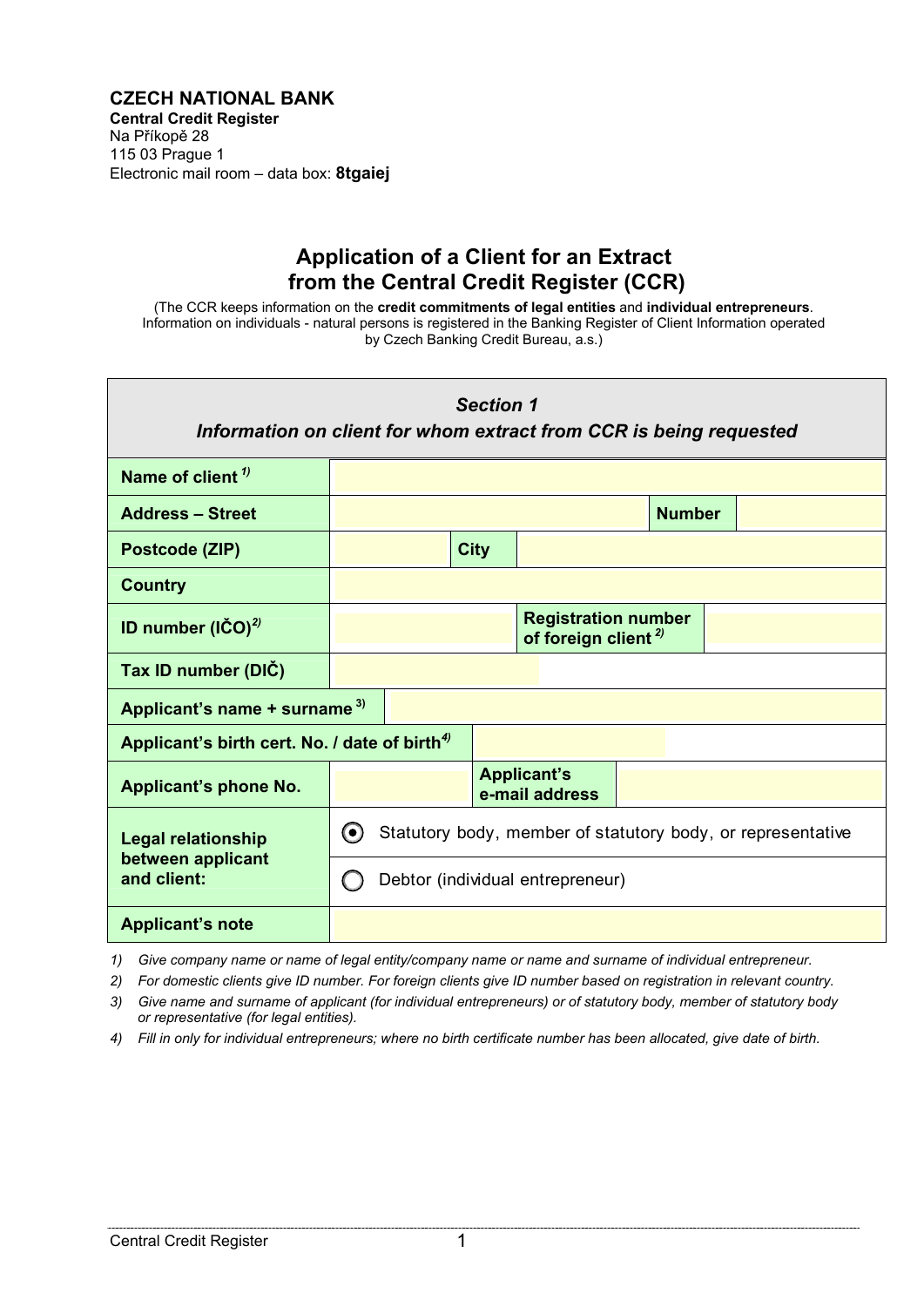**CZECH NATIONAL BANK**
**Central Credit Register**
Na Příkopě 28
115 03 Prague 1
Electronic mail room – data box: **8tgaiej**

# Application of a Client for an Extract from the Central Credit Register (CCR)

(The CCR keeps information on the **credit commitments of legal entities** and **individual entrepreneurs**. Information on individuals - natural persons is registered in the Banking Register of Client Information operated by Czech Banking Credit Bureau, a.s.)

## *Section 1*
## *Information on client for whom extract from CCR is being requested*

| | | | |
|---|---|---|---|
| **Name of client** [1] | | | |
| **Address – Street** | | **Number** | |
| **Postcode (ZIP)** | | **City** | |
| **Country** | | | |
| **ID number (IČO)** [2] | | **Registration number of foreign client** [2] | |
| **Tax ID number (DIČ)** | | | |
| **Applicant's name + surname** [3] | | | |
| **Applicant's birth cert. No. / date of birth** [4] | | | |
| **Applicant's phone No.** | | **Applicant's e-mail address** | |
| **Legal relationship between applicant and client:** | ◉ Statutory body, member of statutory body, or representative | | |
| | ◯ Debtor (individual entrepreneur) | | |
| **Applicant's note** | | | |

1) *Give company name or name of legal entity/company name or name and surname of individual entrepreneur.*
2) *For domestic clients give ID number. For foreign clients give ID number based on registration in relevant country.*
3) *Give name and surname of applicant (for individual entrepreneurs) or of statutory body, member of statutory body or representative (for legal entities).*
4) *Fill in only for individual entrepreneurs; where no birth certificate number has been allocated, give date of birth.*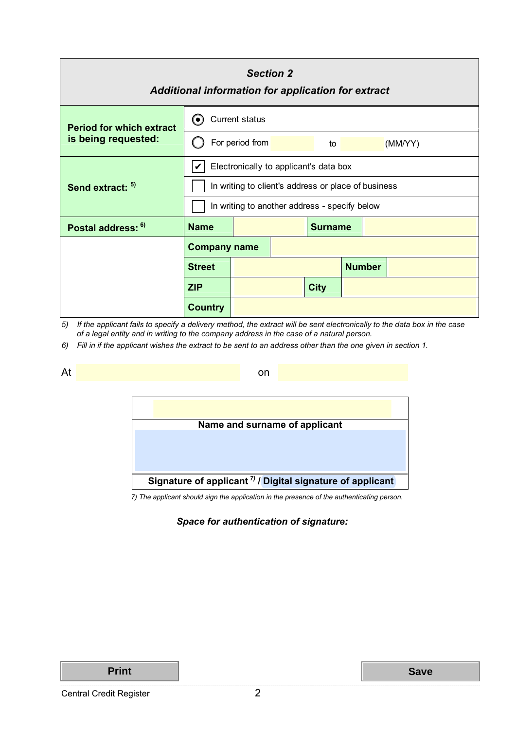## *Section 2*
## *Additional information for application for extract*

| | | | | |
|---|---|---|---|---|
| **Period for which extract is being requested:** | (◉) Current status | | | |
| | ( ) For period from | | to | (MM/YY) |
| **Send extract:** [5] | ☑ Electronically to applicant's data box | | | |
| | ☐ In writing to client's address or place of business | | | |
| | ☐ In writing to another address - specify below | | | |
| **Postal address:** [6] | **Name** | | **Surname** | |
| | **Company name** | | | |
| | **Street** | | **Number** | |
| | **ZIP** | | **City** | |
| | **Country** | | | |

*5) If the applicant fails to specify a delivery method, the extract will be sent electronically to the data box in the case of a legal entity and in writing to the company address in the case of a natural person.*

*6) Fill in if the applicant wishes the extract to be sent to an address other than the one given in section 1.*

At ______________________ on ______________________

| |
|---|
| |
| **Name and surname of applicant** |
| |
| **Signature of applicant** [7] **/ Digital signature of applicant** |

*7) The applicant should sign the application in the presence of the authenticating person.*

***Space for authentication of signature:***

**Print** **Save**

Central Credit Register